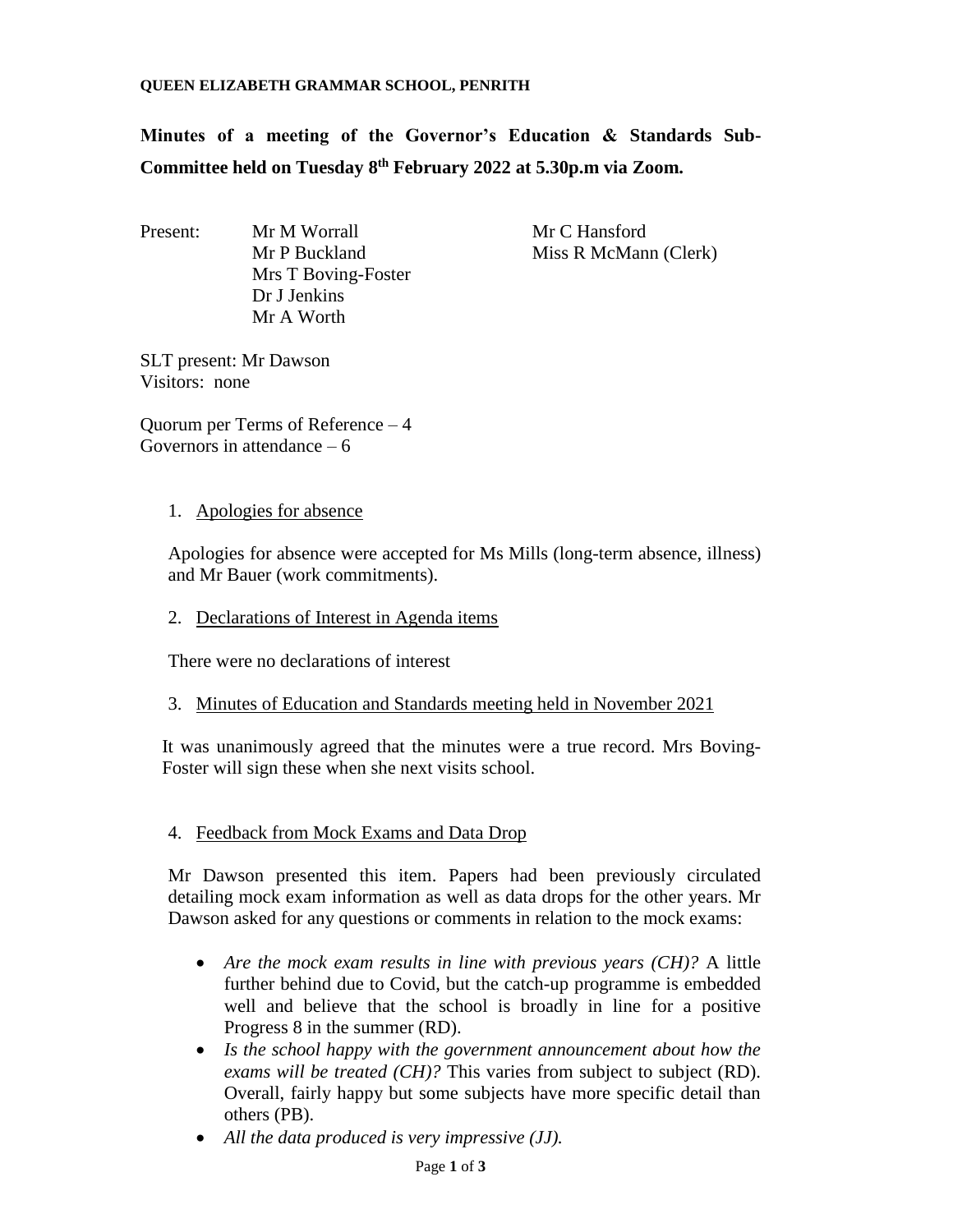**QUEEN ELIZABETH GRAMMAR SCHOOL, PENRITH**

## Minutes of a meeting of the Governor's Education & Standards Sub-Committee held on Tuesday 8th February 2022 at 5.30p.m via Zoom.

Present:
- Mr M Worrall
- Mr P Buckland
- Mrs T Boving-Foster
- Dr J Jenkins
- Mr A Worth
- Mr C Hansford
- Miss R McMann (Clerk)

SLT present: Mr Dawson
Visitors: none

Quorum per Terms of Reference – 4
Governors in attendance – 6

1. Apologies for absence

Apologies for absence were accepted for Ms Mills (long-term absence, illness) and Mr Bauer (work commitments).

2. Declarations of Interest in Agenda items

There were no declarations of interest

3. Minutes of Education and Standards meeting held in November 2021

It was unanimously agreed that the minutes were a true record. Mrs Boving-Foster will sign these when she next visits school.

4. Feedback from Mock Exams and Data Drop

Mr Dawson presented this item. Papers had been previously circulated detailing mock exam information as well as data drops for the other years. Mr Dawson asked for any questions or comments in relation to the mock exams:

- *Are the mock exam results in line with previous years (CH)?* A little further behind due to Covid, but the catch-up programme is embedded well and believe that the school is broadly in line for a positive Progress 8 in the summer (RD).
- *Is the school happy with the government announcement about how the exams will be treated (CH)?* This varies from subject to subject (RD). Overall, fairly happy but some subjects have more specific detail than others (PB).
- *All the data produced is very impressive (JJ).*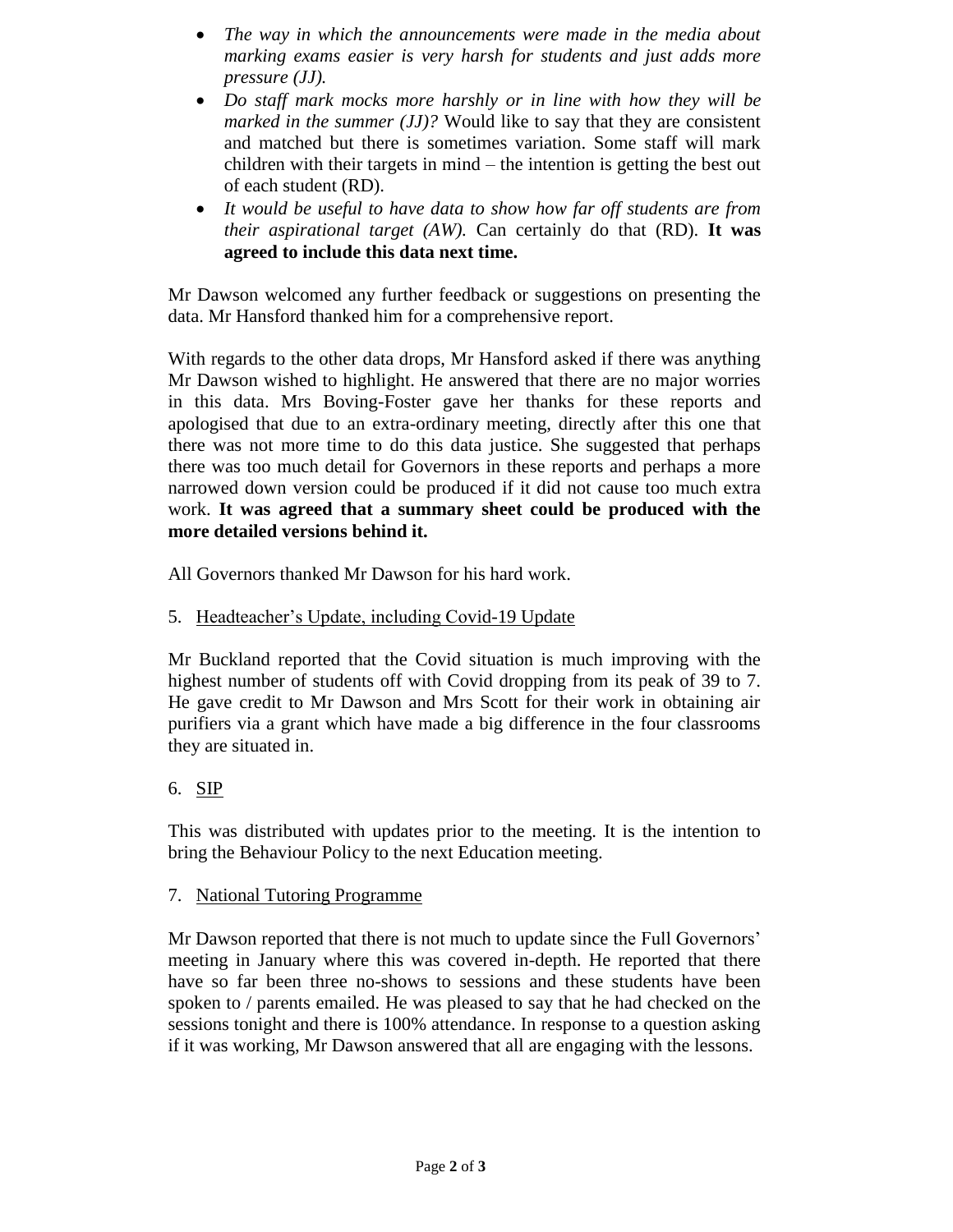- *The way in which the announcements were made in the media about marking exams easier is very harsh for students and just adds more pressure (JJ).*
- *Do staff mark mocks more harshly or in line with how they will be marked in the summer (JJ)?* Would like to say that they are consistent and matched but there is sometimes variation. Some staff will mark children with their targets in mind – the intention is getting the best out of each student (RD).
- *It would be useful to have data to show how far off students are from their aspirational target (AW).* Can certainly do that (RD). **It was agreed to include this data next time.**

Mr Dawson welcomed any further feedback or suggestions on presenting the data. Mr Hansford thanked him for a comprehensive report.

With regards to the other data drops, Mr Hansford asked if there was anything Mr Dawson wished to highlight. He answered that there are no major worries in this data. Mrs Boving-Foster gave her thanks for these reports and apologised that due to an extra-ordinary meeting, directly after this one that there was not more time to do this data justice. She suggested that perhaps there was too much detail for Governors in these reports and perhaps a more narrowed down version could be produced if it did not cause too much extra work. **It was agreed that a summary sheet could be produced with the more detailed versions behind it.**

All Governors thanked Mr Dawson for his hard work.

5. <u>Headteacher's Update, including Covid-19 Update</u>

Mr Buckland reported that the Covid situation is much improving with the highest number of students off with Covid dropping from its peak of 39 to 7. He gave credit to Mr Dawson and Mrs Scott for their work in obtaining air purifiers via a grant which have made a big difference in the four classrooms they are situated in.

6. <u>SIP</u>

This was distributed with updates prior to the meeting. It is the intention to bring the Behaviour Policy to the next Education meeting.

7. <u>National Tutoring Programme</u>

Mr Dawson reported that there is not much to update since the Full Governors' meeting in January where this was covered in-depth. He reported that there have so far been three no-shows to sessions and these students have been spoken to / parents emailed. He was pleased to say that he had checked on the sessions tonight and there is 100% attendance. In response to a question asking if it was working, Mr Dawson answered that all are engaging with the lessons.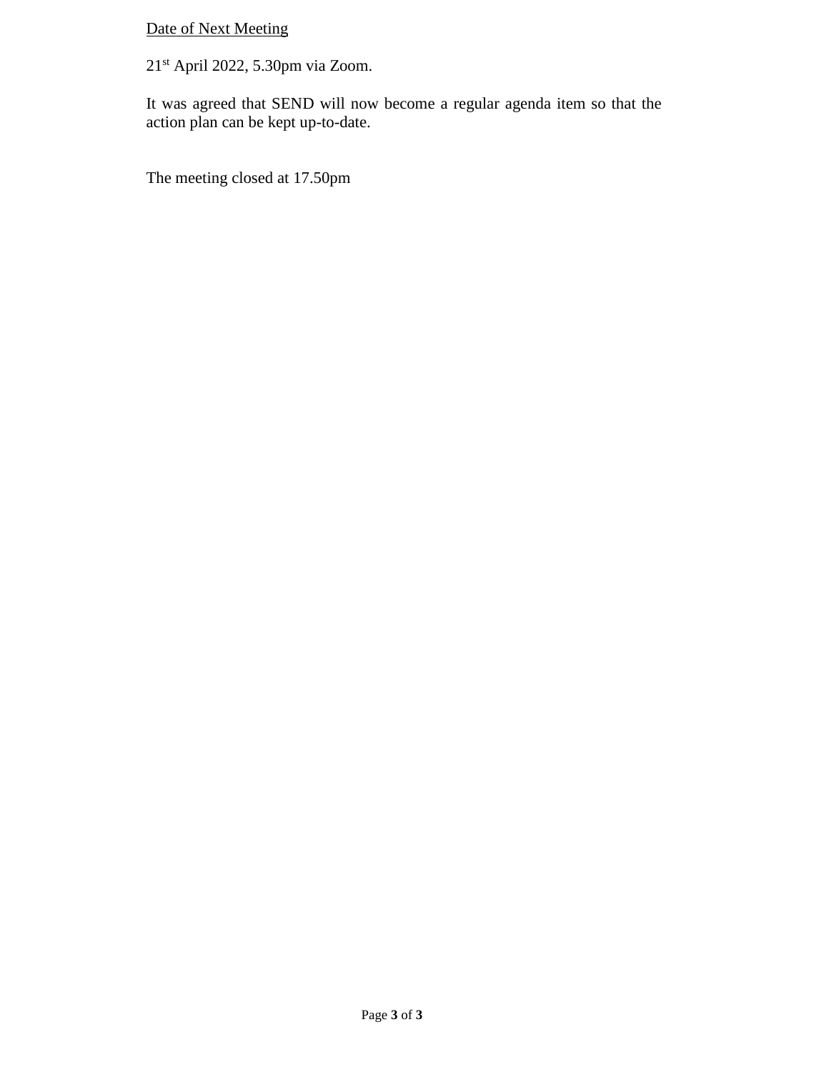Date of Next Meeting

21st April 2022, 5.30pm via Zoom.

It was agreed that SEND will now become a regular agenda item so that the action plan can be kept up-to-date.

The meeting closed at 17.50pm